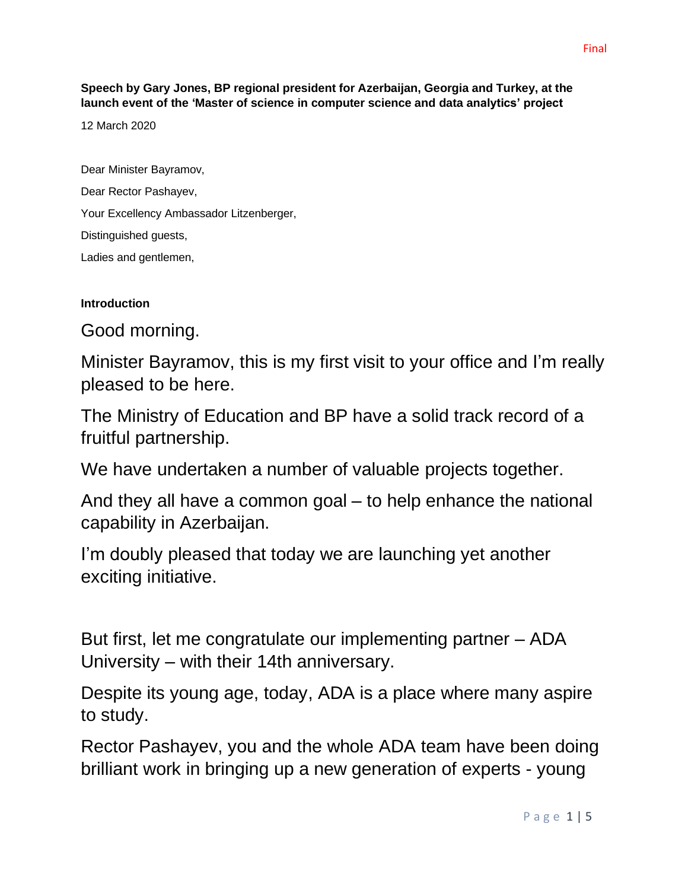Final

**Speech by Gary Jones, BP regional president for Azerbaijan, Georgia and Turkey, at the launch event of the 'Master of science in computer science and data analytics' project**

12 March 2020

Dear Minister Bayramov,

Dear Rector Pashayev,

Your Excellency Ambassador Litzenberger,

Distinguished guests,

Ladies and gentlemen,

**Introduction**

Good morning.

Minister Bayramov, this is my first visit to your office and I'm really pleased to be here.

The Ministry of Education and BP have a solid track record of a fruitful partnership.

We have undertaken a number of valuable projects together.

And they all have a common goal – to help enhance the national capability in Azerbaijan.

I'm doubly pleased that today we are launching yet another exciting initiative.

But first, let me congratulate our implementing partner – ADA University – with their 14th anniversary.

Despite its young age, today, ADA is a place where many aspire to study.

Rector Pashayev, you and the whole ADA team have been doing brilliant work in bringing up a new generation of experts - young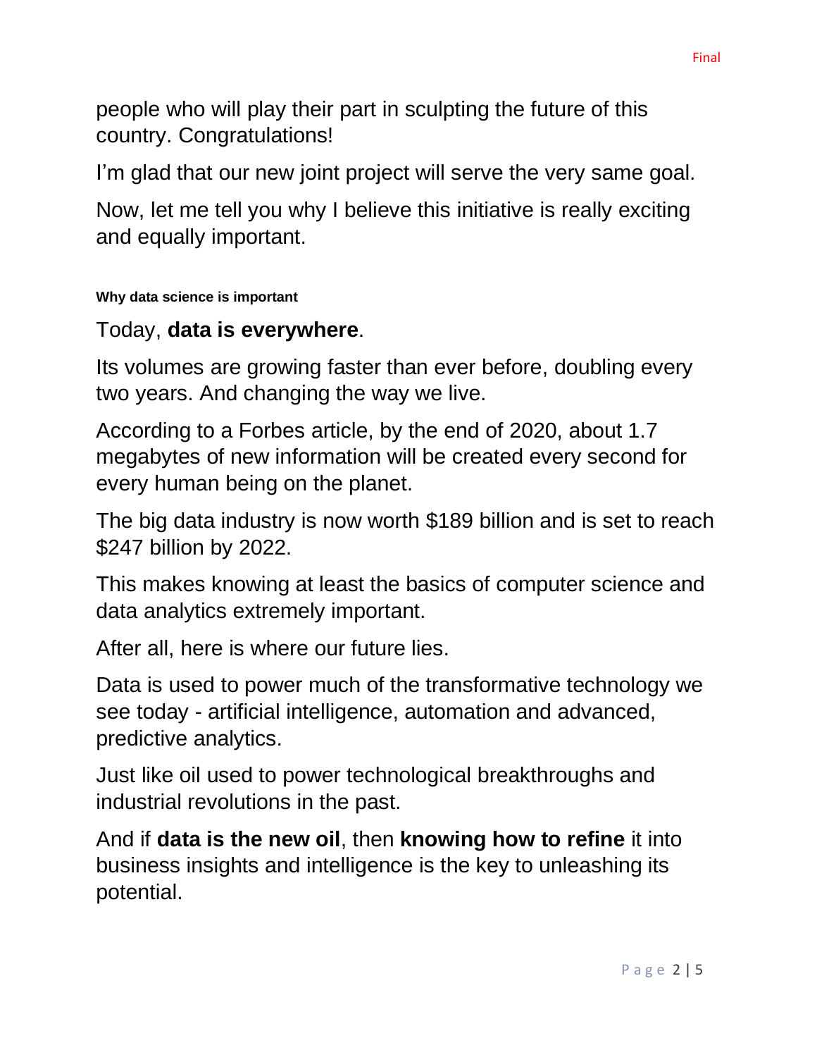people who will play their part in sculpting the future of this country. Congratulations!

I'm glad that our new joint project will serve the very same goal.

Now, let me tell you why I believe this initiative is really exciting and equally important.

**Why data science is important**

Today, **data is everywhere**.

Its volumes are growing faster than ever before, doubling every two years. And changing the way we live.

According to a Forbes article, by the end of 2020, about 1.7 megabytes of new information will be created every second for every human being on the planet.

The big data industry is now worth $189 billion and is set to reach $247 billion by 2022.

This makes knowing at least the basics of computer science and data analytics extremely important.

After all, here is where our future lies.

Data is used to power much of the transformative technology we see today - artificial intelligence, automation and advanced, predictive analytics.

Just like oil used to power technological breakthroughs and industrial revolutions in the past.

And if **data is the new oil**, then **knowing how to refine** it into business insights and intelligence is the key to unleashing its potential.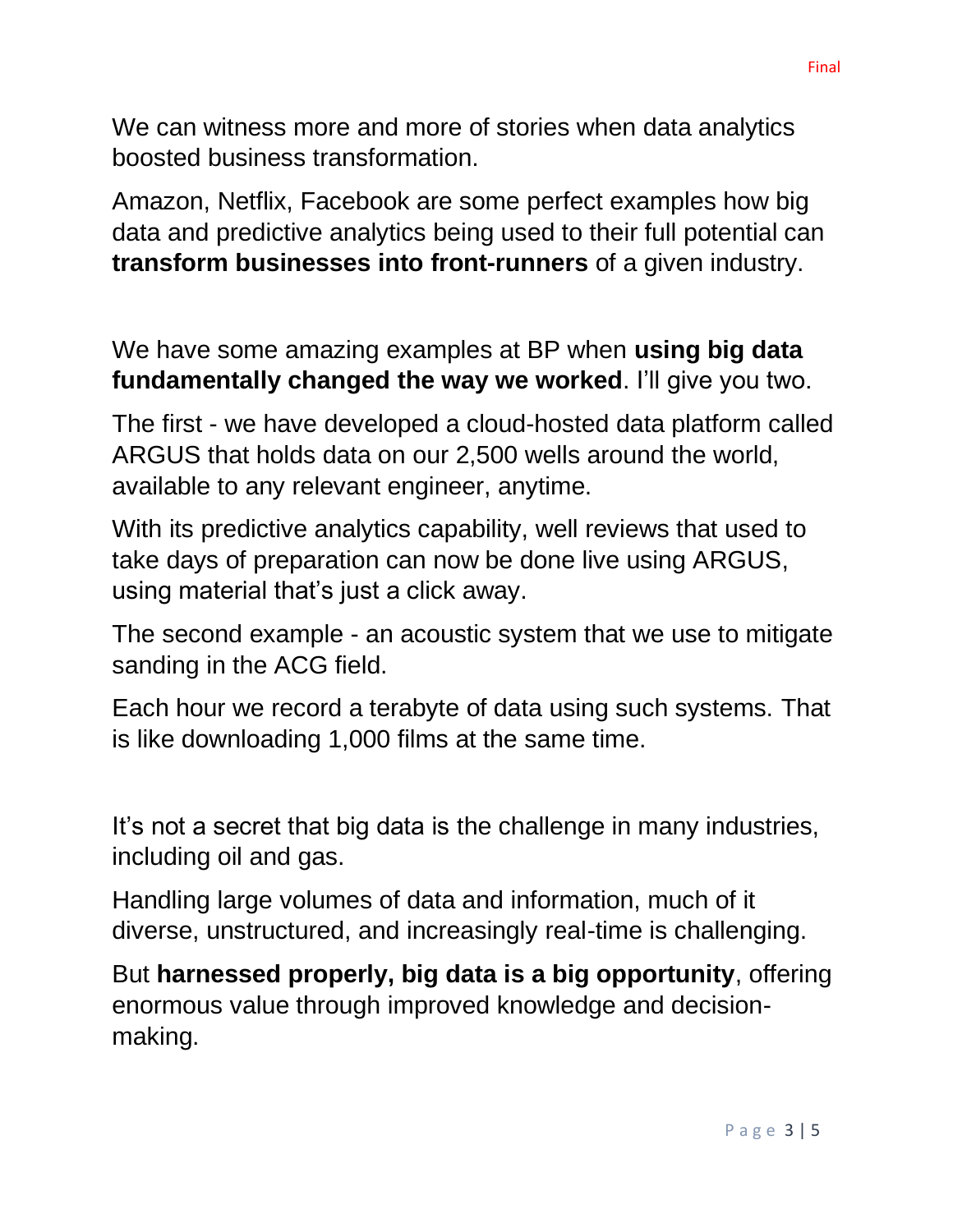We can witness more and more of stories when data analytics boosted business transformation.

Amazon, Netflix, Facebook are some perfect examples how big data and predictive analytics being used to their full potential can **transform businesses into front-runners** of a given industry.

We have some amazing examples at BP when **using big data fundamentally changed the way we worked**. I'll give you two.

The first - we have developed a cloud-hosted data platform called ARGUS that holds data on our 2,500 wells around the world, available to any relevant engineer, anytime.

With its predictive analytics capability, well reviews that used to take days of preparation can now be done live using ARGUS, using material that's just a click away.

The second example - an acoustic system that we use to mitigate sanding in the ACG field.

Each hour we record a terabyte of data using such systems. That is like downloading 1,000 films at the same time.

It's not a secret that big data is the challenge in many industries, including oil and gas.

Handling large volumes of data and information, much of it diverse, unstructured, and increasingly real-time is challenging.

But **harnessed properly, big data is a big opportunity**, offering enormous value through improved knowledge and decision-making.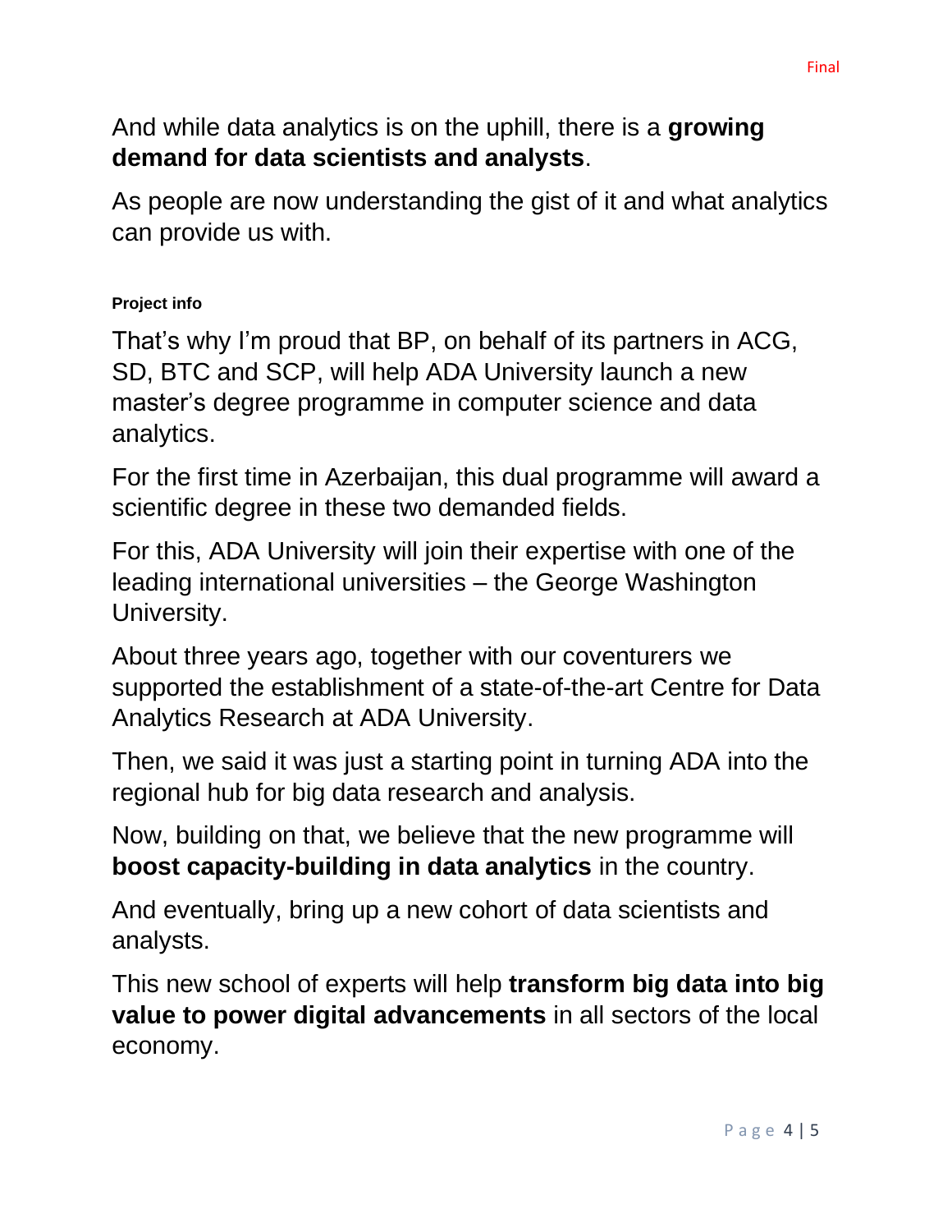And while data analytics is on the uphill, there is a **growing demand for data scientists and analysts**.

As people are now understanding the gist of it and what analytics can provide us with.

**Project info**

That's why I'm proud that BP, on behalf of its partners in ACG, SD, BTC and SCP, will help ADA University launch a new master's degree programme in computer science and data analytics.

For the first time in Azerbaijan, this dual programme will award a scientific degree in these two demanded fields.

For this, ADA University will join their expertise with one of the leading international universities – the George Washington University.

About three years ago, together with our coventurers we supported the establishment of a state-of-the-art Centre for Data Analytics Research at ADA University.

Then, we said it was just a starting point in turning ADA into the regional hub for big data research and analysis.

Now, building on that, we believe that the new programme will **boost capacity-building in data analytics** in the country.

And eventually, bring up a new cohort of data scientists and analysts.

This new school of experts will help **transform big data into big value to power digital advancements** in all sectors of the local economy.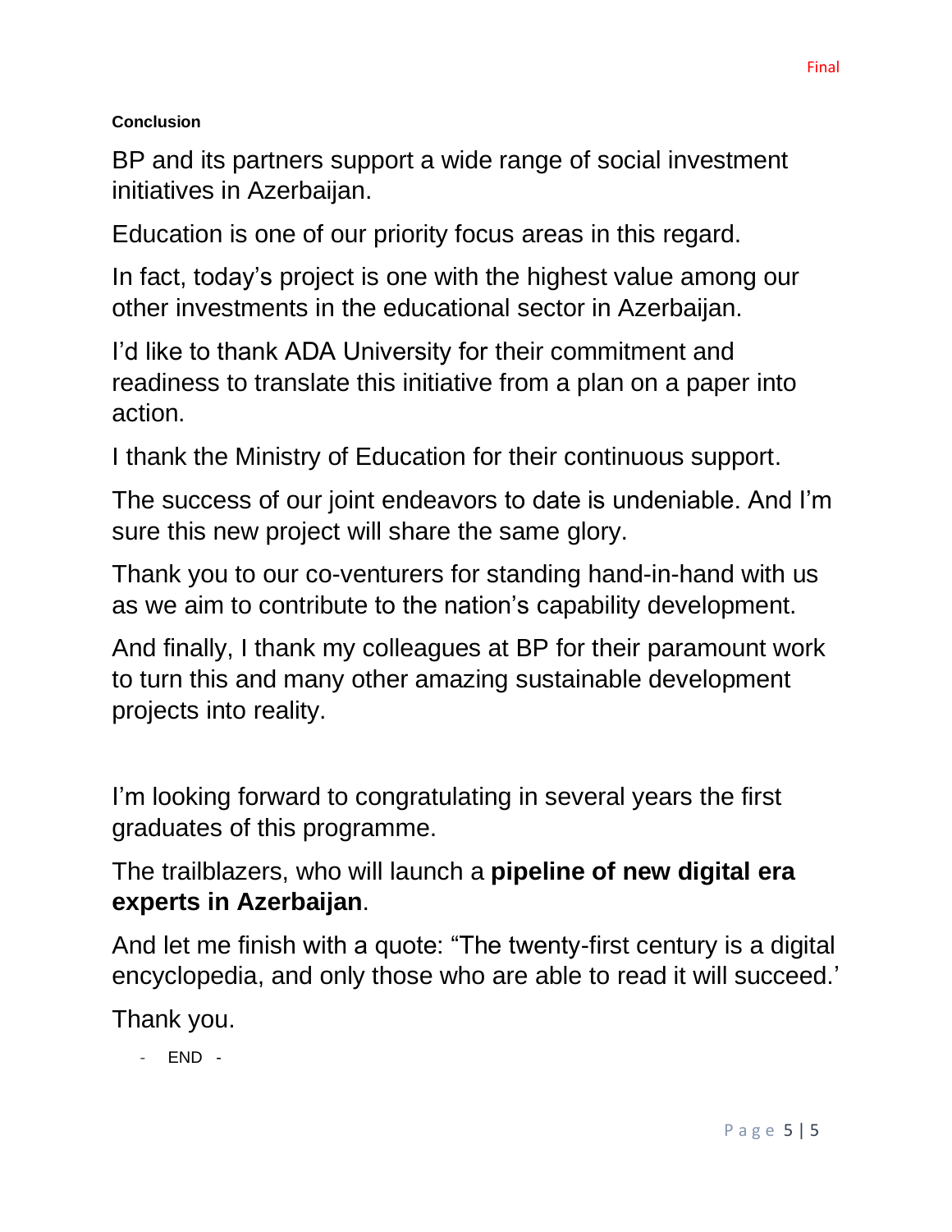**Conclusion**

BP and its partners support a wide range of social investment initiatives in Azerbaijan.

Education is one of our priority focus areas in this regard.

In fact, today's project is one with the highest value among our other investments in the educational sector in Azerbaijan.

I'd like to thank ADA University for their commitment and readiness to translate this initiative from a plan on a paper into action.

I thank the Ministry of Education for their continuous support.

The success of our joint endeavors to date is undeniable. And I'm sure this new project will share the same glory.

Thank you to our co-venturers for standing hand-in-hand with us as we aim to contribute to the nation's capability development.

And finally, I thank my colleagues at BP for their paramount work to turn this and many other amazing sustainable development projects into reality.

I'm looking forward to congratulating in several years the first graduates of this programme.

The trailblazers, who will launch a **pipeline of new digital era experts in Azerbaijan**.

And let me finish with a quote: "The twenty-first century is a digital encyclopedia, and only those who are able to read it will succeed.'

Thank you.

- END -